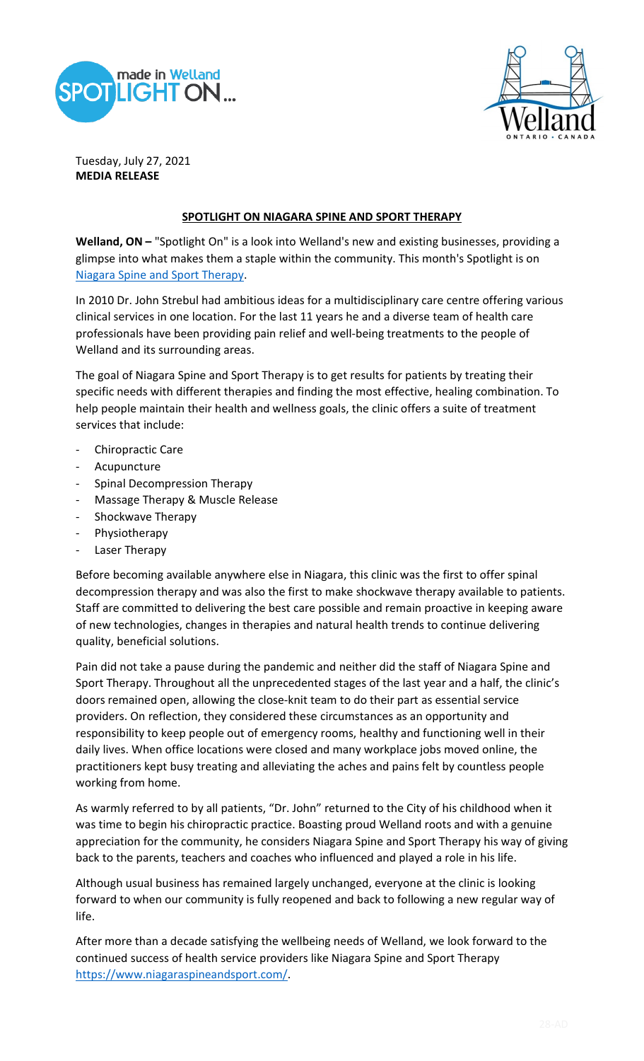Tuesday, July 27, 2021
**MEDIA RELEASE**

## SPOTLIGHT ON NIAGARA SPINE AND SPORT THERAPY

**Welland, ON –** "Spotlight On" is a look into Welland's new and existing businesses, providing a glimpse into what makes them a staple within the community. This month's Spotlight is on Niagara Spine and Sport Therapy.

In 2010 Dr. John Strebul had ambitious ideas for a multidisciplinary care centre offering various clinical services in one location. For the last 11 years he and a diverse team of health care professionals have been providing pain relief and well-being treatments to the people of Welland and its surrounding areas.

The goal of Niagara Spine and Sport Therapy is to get results for patients by treating their specific needs with different therapies and finding the most effective, healing combination. To help people maintain their health and wellness goals, the clinic offers a suite of treatment services that include:

- Chiropractic Care
- Acupuncture
- Spinal Decompression Therapy
- Massage Therapy & Muscle Release
- Shockwave Therapy
- Physiotherapy
- Laser Therapy

Before becoming available anywhere else in Niagara, this clinic was the first to offer spinal decompression therapy and was also the first to make shockwave therapy available to patients. Staff are committed to delivering the best care possible and remain proactive in keeping aware of new technologies, changes in therapies and natural health trends to continue delivering quality, beneficial solutions.

Pain did not take a pause during the pandemic and neither did the staff of Niagara Spine and Sport Therapy. Throughout all the unprecedented stages of the last year and a half, the clinic's doors remained open, allowing the close-knit team to do their part as essential service providers. On reflection, they considered these circumstances as an opportunity and responsibility to keep people out of emergency rooms, healthy and functioning well in their daily lives. When office locations were closed and many workplace jobs moved online, the practitioners kept busy treating and alleviating the aches and pains felt by countless people working from home.

As warmly referred to by all patients, "Dr. John" returned to the City of his childhood when it was time to begin his chiropractic practice. Boasting proud Welland roots and with a genuine appreciation for the community, he considers Niagara Spine and Sport Therapy his way of giving back to the parents, teachers and coaches who influenced and played a role in his life.

Although usual business has remained largely unchanged, everyone at the clinic is looking forward to when our community is fully reopened and back to following a new regular way of life.

After more than a decade satisfying the wellbeing needs of Welland, we look forward to the continued success of health service providers like Niagara Spine and Sport Therapy https://www.niagaraspineandsport.com/.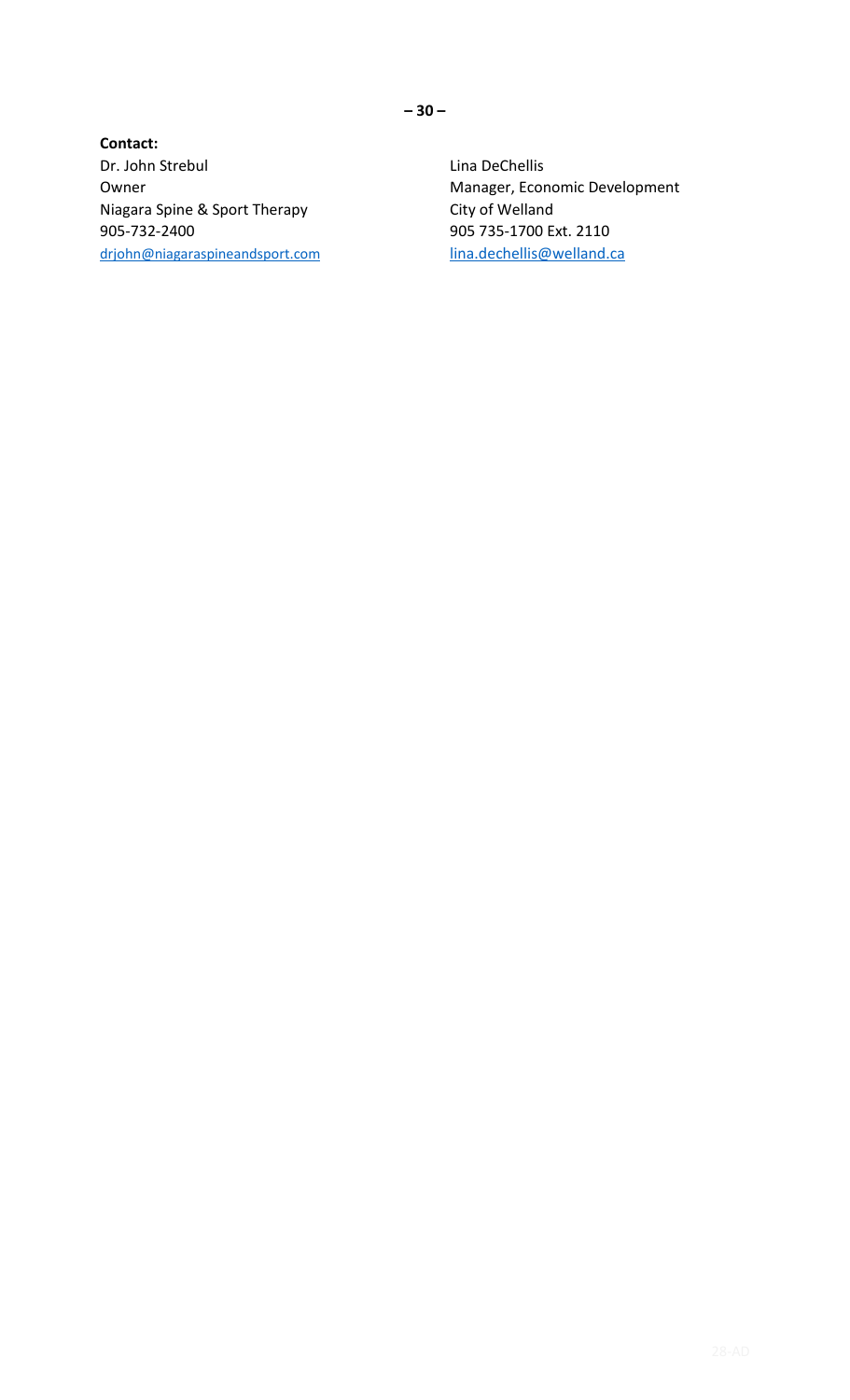– 30 –

**Contact:**

Dr. John Strebul
Owner
Niagara Spine & Sport Therapy
905-732-2400
drjohn@niagaraspineandsport.com

Lina DeChellis
Manager, Economic Development
City of Welland
905 735-1700 Ext. 2110
lina.dechellis@welland.ca